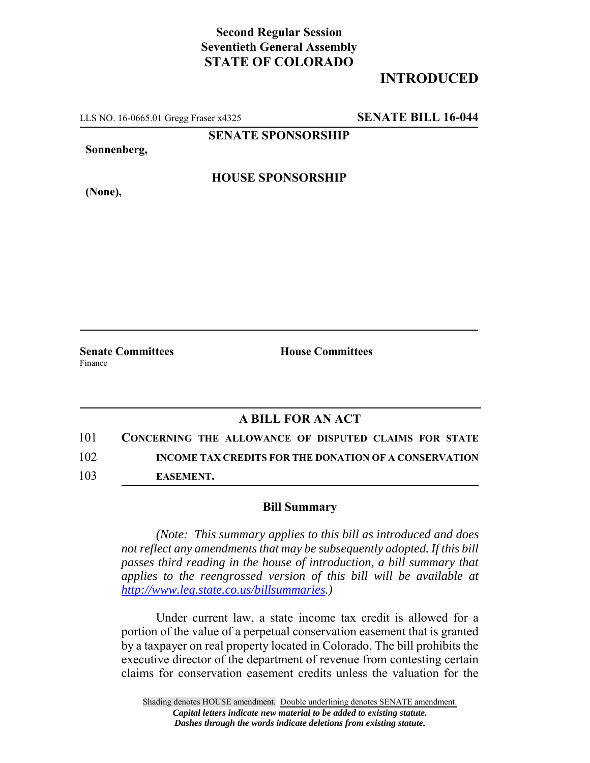**Second Regular Session**
**Seventieth General Assembly**
**STATE OF COLORADO**

# INTRODUCED

LLS NO. 16-0665.01 Gregg Fraser x4325 **SENATE BILL 16-044**

**SENATE SPONSORSHIP**

**Sonnenberg,**

**HOUSE SPONSORSHIP**

**(None),**

**Senate Committees**
Finance

**House Committees**

## A BILL FOR AN ACT

101 **CONCERNING THE ALLOWANCE OF DISPUTED CLAIMS FOR STATE**
102 **INCOME TAX CREDITS FOR THE DONATION OF A CONSERVATION**
103 **EASEMENT.**

### Bill Summary

*(Note: This summary applies to this bill as introduced and does not reflect any amendments that may be subsequently adopted. If this bill passes third reading in the house of introduction, a bill summary that applies to the reengrossed version of this bill will be available at http://www.leg.state.co.us/billsummaries.)*

Under current law, a state income tax credit is allowed for a portion of the value of a perpetual conservation easement that is granted by a taxpayer on real property located in Colorado. The bill prohibits the executive director of the department of revenue from contesting certain claims for conservation easement credits unless the valuation for the

Shading denotes HOUSE amendment. Double underlining denotes SENATE amendment.
*Capital letters indicate new material to be added to existing statute.*
*Dashes through the words indicate deletions from existing statute.*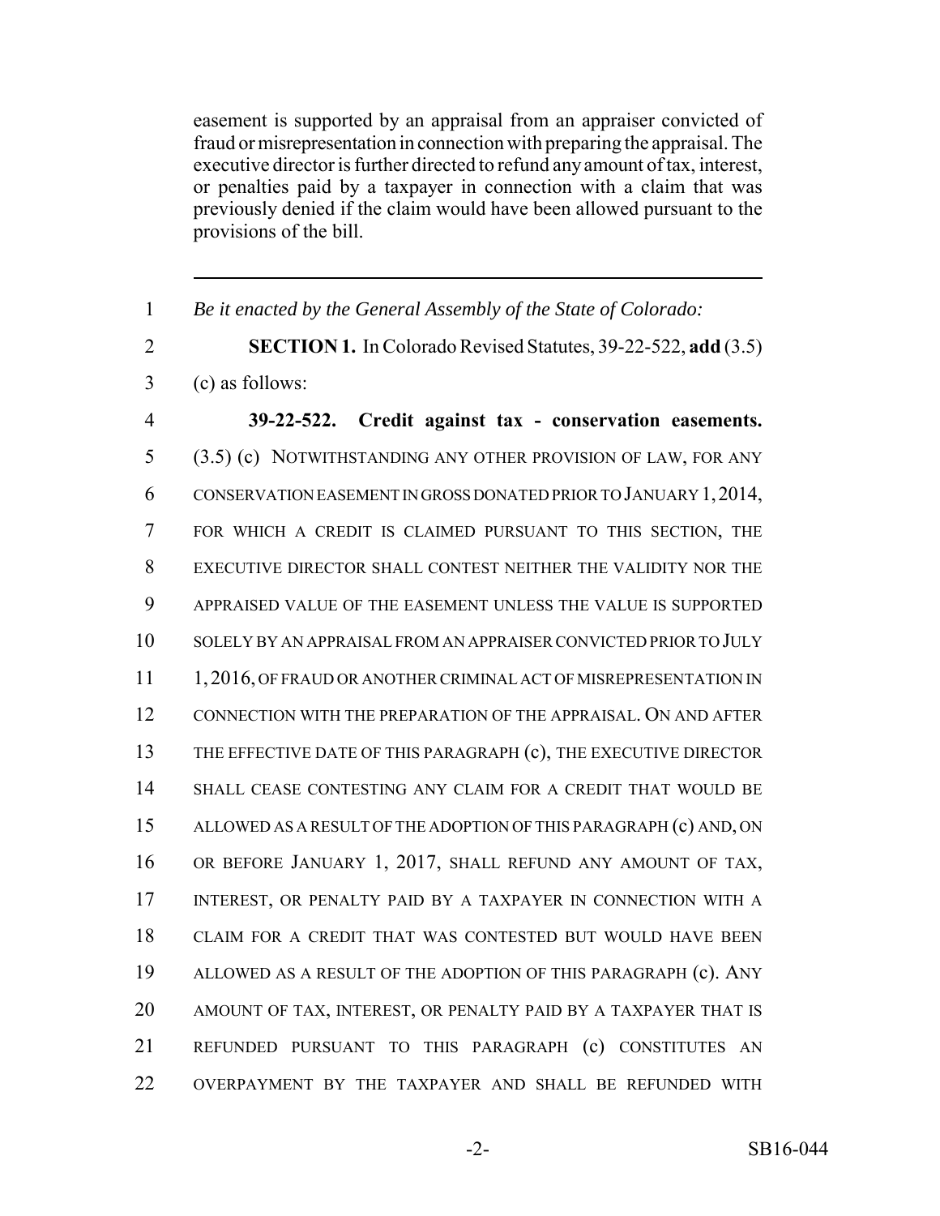easement is supported by an appraisal from an appraiser convicted of fraud or misrepresentation in connection with preparing the appraisal. The executive director is further directed to refund any amount of tax, interest, or penalties paid by a taxpayer in connection with a claim that was previously denied if the claim would have been allowed pursuant to the provisions of the bill.

---

1 *Be it enacted by the General Assembly of the State of Colorado:*

2 **SECTION 1.** In Colorado Revised Statutes, 39-22-522, **add** (3.5)
3 (c) as follows:

4 **39-22-522. Credit against tax - conservation easements.**
5 (3.5) (c) NOTWITHSTANDING ANY OTHER PROVISION OF LAW, FOR ANY
6 CONSERVATION EASEMENT IN GROSS DONATED PRIOR TO JANUARY 1, 2014,
7 FOR WHICH A CREDIT IS CLAIMED PURSUANT TO THIS SECTION, THE
8 EXECUTIVE DIRECTOR SHALL CONTEST NEITHER THE VALIDITY NOR THE
9 APPRAISED VALUE OF THE EASEMENT UNLESS THE VALUE IS SUPPORTED
10 SOLELY BY AN APPRAISAL FROM AN APPRAISER CONVICTED PRIOR TO JULY
11 1, 2016, OF FRAUD OR ANOTHER CRIMINAL ACT OF MISREPRESENTATION IN
12 CONNECTION WITH THE PREPARATION OF THE APPRAISAL. ON AND AFTER
13 THE EFFECTIVE DATE OF THIS PARAGRAPH (c), THE EXECUTIVE DIRECTOR
14 SHALL CEASE CONTESTING ANY CLAIM FOR A CREDIT THAT WOULD BE
15 ALLOWED AS A RESULT OF THE ADOPTION OF THIS PARAGRAPH (c) AND, ON
16 OR BEFORE JANUARY 1, 2017, SHALL REFUND ANY AMOUNT OF TAX,
17 INTEREST, OR PENALTY PAID BY A TAXPAYER IN CONNECTION WITH A
18 CLAIM FOR A CREDIT THAT WAS CONTESTED BUT WOULD HAVE BEEN
19 ALLOWED AS A RESULT OF THE ADOPTION OF THIS PARAGRAPH (c). ANY
20 AMOUNT OF TAX, INTEREST, OR PENALTY PAID BY A TAXPAYER THAT IS
21 REFUNDED PURSUANT TO THIS PARAGRAPH (c) CONSTITUTES AN
22 OVERPAYMENT BY THE TAXPAYER AND SHALL BE REFUNDED WITH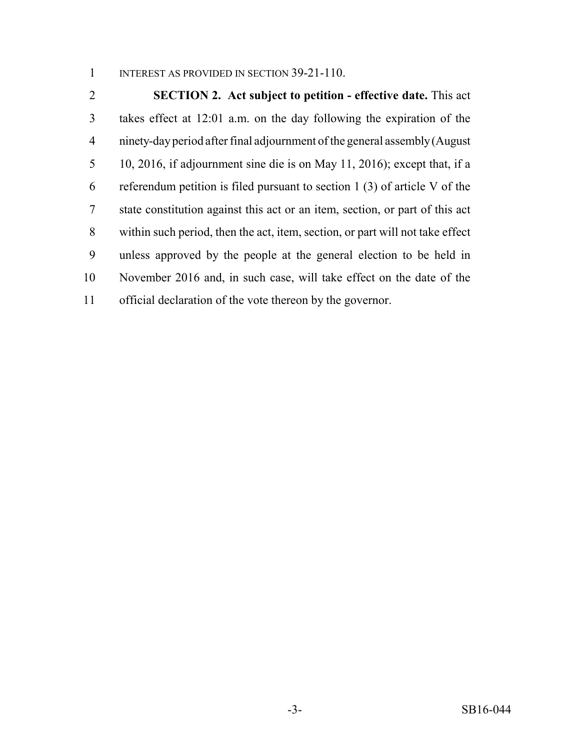INTEREST AS PROVIDED IN SECTION 39-21-110.

**SECTION 2. Act subject to petition - effective date.** This act takes effect at 12:01 a.m. on the day following the expiration of the ninety-day period after final adjournment of the general assembly (August 10, 2016, if adjournment sine die is on May 11, 2016); except that, if a referendum petition is filed pursuant to section 1 (3) of article V of the state constitution against this act or an item, section, or part of this act within such period, then the act, item, section, or part will not take effect unless approved by the people at the general election to be held in November 2016 and, in such case, will take effect on the date of the official declaration of the vote thereon by the governor.